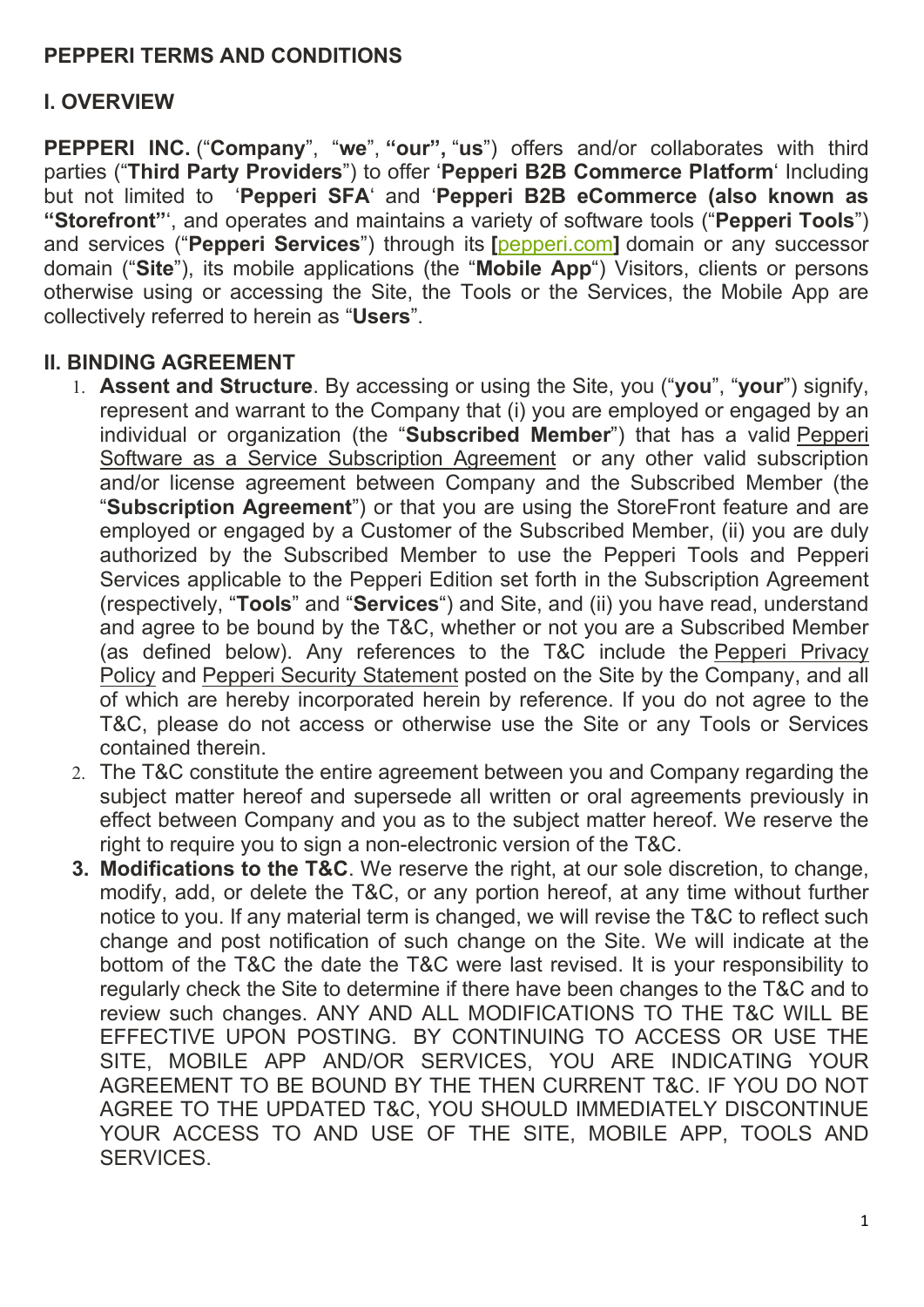**PEPPERI TERMS AND CONDITIONS**

**I. OVERVIEW**

**PEPPERI INC.** ("**Company**", "**we**", **"our",** "**us**") offers and/or collaborates with third parties ("**Third Party Providers**") to offer '**Pepperi B2B Commerce Platform**' Including but not limited to '**Pepperi SFA**' and '**Pepperi B2B eCommerce (also known as "Storefront"**', and operates and maintains a variety of software tools ("**Pepperi Tools**") and services ("**Pepperi Services**") through its **[**pepperi.com**]** domain or any successor domain ("**Site**"), its mobile applications (the "**Mobile App**") Visitors, clients or persons otherwise using or accessing the Site, the Tools or the Services, the Mobile App are collectively referred to herein as "**Users**".

**II. BINDING AGREEMENT**

1. **Assent and Structure**. By accessing or using the Site, you ("**you**", "**your**") signify, represent and warrant to the Company that (i) you are employed or engaged by an individual or organization (the "**Subscribed Member**") that has a valid Pepperi Software as a Service Subscription Agreement or any other valid subscription and/or license agreement between Company and the Subscribed Member (the "**Subscription Agreement**") or that you are using the StoreFront feature and are employed or engaged by a Customer of the Subscribed Member, (ii) you are duly authorized by the Subscribed Member to use the Pepperi Tools and Pepperi Services applicable to the Pepperi Edition set forth in the Subscription Agreement (respectively, "**Tools**" and "**Services**") and Site, and (ii) you have read, understand and agree to be bound by the T&C, whether or not you are a Subscribed Member (as defined below). Any references to the T&C include the Pepperi Privacy Policy and Pepperi Security Statement posted on the Site by the Company, and all of which are hereby incorporated herein by reference. If you do not agree to the T&C, please do not access or otherwise use the Site or any Tools or Services contained therein.
2. The T&C constitute the entire agreement between you and Company regarding the subject matter hereof and supersede all written or oral agreements previously in effect between Company and you as to the subject matter hereof. We reserve the right to require you to sign a non-electronic version of the T&C.
3. **Modifications to the T&C**. We reserve the right, at our sole discretion, to change, modify, add, or delete the T&C, or any portion hereof, at any time without further notice to you. If any material term is changed, we will revise the T&C to reflect such change and post notification of such change on the Site. We will indicate at the bottom of the T&C the date the T&C were last revised. It is your responsibility to regularly check the Site to determine if there have been changes to the T&C and to review such changes. ANY AND ALL MODIFICATIONS TO THE T&C WILL BE EFFECTIVE UPON POSTING. BY CONTINUING TO ACCESS OR USE THE SITE, MOBILE APP AND/OR SERVICES, YOU ARE INDICATING YOUR AGREEMENT TO BE BOUND BY THE THEN CURRENT T&C. IF YOU DO NOT AGREE TO THE UPDATED T&C, YOU SHOULD IMMEDIATELY DISCONTINUE YOUR ACCESS TO AND USE OF THE SITE, MOBILE APP, TOOLS AND SERVICES.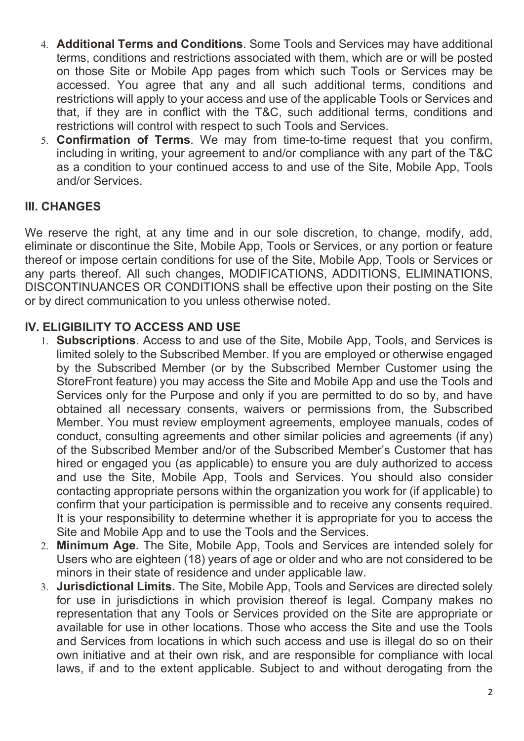4. **Additional Terms and Conditions**. Some Tools and Services may have additional terms, conditions and restrictions associated with them, which are or will be posted on those Site or Mobile App pages from which such Tools or Services may be accessed. You agree that any and all such additional terms, conditions and restrictions will apply to your access and use of the applicable Tools or Services and that, if they are in conflict with the T&C, such additional terms, conditions and restrictions will control with respect to such Tools and Services.
5. **Confirmation of Terms**. We may from time-to-time request that you confirm, including in writing, your agreement to and/or compliance with any part of the T&C as a condition to your continued access to and use of the Site, Mobile App, Tools and/or Services.

## III. CHANGES

We reserve the right, at any time and in our sole discretion, to change, modify, add, eliminate or discontinue the Site, Mobile App, Tools or Services, or any portion or feature thereof or impose certain conditions for use of the Site, Mobile App, Tools or Services or any parts thereof. All such changes, MODIFICATIONS, ADDITIONS, ELIMINATIONS, DISCONTINUANCES OR CONDITIONS shall be effective upon their posting on the Site or by direct communication to you unless otherwise noted.

## IV. ELIGIBILITY TO ACCESS AND USE

1. **Subscriptions**. Access to and use of the Site, Mobile App, Tools, and Services is limited solely to the Subscribed Member. If you are employed or otherwise engaged by the Subscribed Member (or by the Subscribed Member Customer using the StoreFront feature) you may access the Site and Mobile App and use the Tools and Services only for the Purpose and only if you are permitted to do so by, and have obtained all necessary consents, waivers or permissions from, the Subscribed Member. You must review employment agreements, employee manuals, codes of conduct, consulting agreements and other similar policies and agreements (if any) of the Subscribed Member and/or of the Subscribed Member's Customer that has hired or engaged you (as applicable) to ensure you are duly authorized to access and use the Site, Mobile App, Tools and Services. You should also consider contacting appropriate persons within the organization you work for (if applicable) to confirm that your participation is permissible and to receive any consents required. It is your responsibility to determine whether it is appropriate for you to access the Site and Mobile App and to use the Tools and the Services.
2. **Minimum Age**. The Site, Mobile App, Tools and Services are intended solely for Users who are eighteen (18) years of age or older and who are not considered to be minors in their state of residence and under applicable law.
3. **Jurisdictional Limits.** The Site, Mobile App, Tools and Services are directed solely for use in jurisdictions in which provision thereof is legal. Company makes no representation that any Tools or Services provided on the Site are appropriate or available for use in other locations. Those who access the Site and use the Tools and Services from locations in which such access and use is illegal do so on their own initiative and at their own risk, and are responsible for compliance with local laws, if and to the extent applicable. Subject to and without derogating from the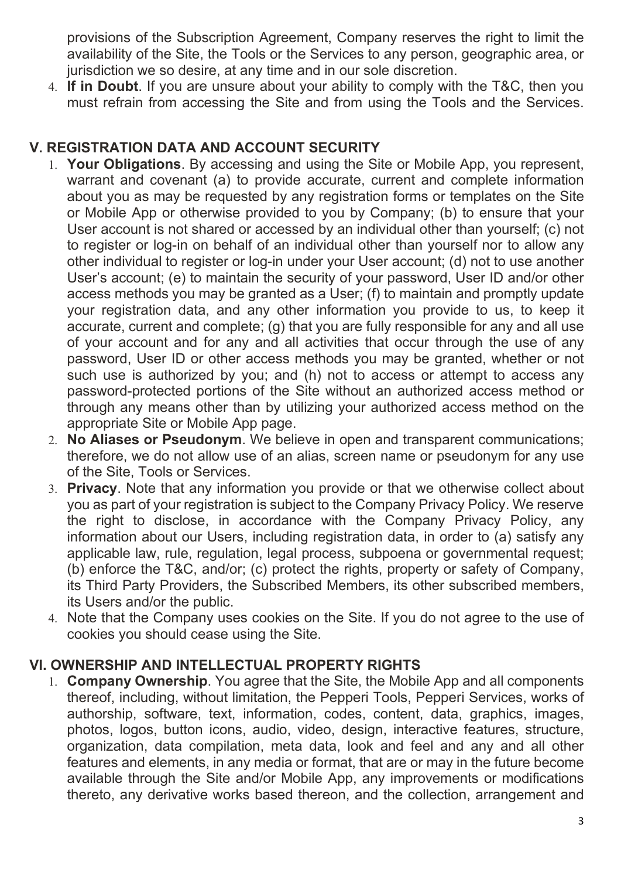provisions of the Subscription Agreement, Company reserves the right to limit the availability of the Site, the Tools or the Services to any person, geographic area, or jurisdiction we so desire, at any time and in our sole discretion.

4. **If in Doubt**. If you are unsure about your ability to comply with the T&C, then you must refrain from accessing the Site and from using the Tools and the Services.

## V. REGISTRATION DATA AND ACCOUNT SECURITY

1. **Your Obligations**. By accessing and using the Site or Mobile App, you represent, warrant and covenant (a) to provide accurate, current and complete information about you as may be requested by any registration forms or templates on the Site or Mobile App or otherwise provided to you by Company; (b) to ensure that your User account is not shared or accessed by an individual other than yourself; (c) not to register or log-in on behalf of an individual other than yourself nor to allow any other individual to register or log-in under your User account; (d) not to use another User's account; (e) to maintain the security of your password, User ID and/or other access methods you may be granted as a User; (f) to maintain and promptly update your registration data, and any other information you provide to us, to keep it accurate, current and complete; (g) that you are fully responsible for any and all use of your account and for any and all activities that occur through the use of any password, User ID or other access methods you may be granted, whether or not such use is authorized by you; and (h) not to access or attempt to access any password-protected portions of the Site without an authorized access method or through any means other than by utilizing your authorized access method on the appropriate Site or Mobile App page.
2. **No Aliases or Pseudonym**. We believe in open and transparent communications; therefore, we do not allow use of an alias, screen name or pseudonym for any use of the Site, Tools or Services.
3. **Privacy**. Note that any information you provide or that we otherwise collect about you as part of your registration is subject to the Company Privacy Policy. We reserve the right to disclose, in accordance with the Company Privacy Policy, any information about our Users, including registration data, in order to (a) satisfy any applicable law, rule, regulation, legal process, subpoena or governmental request; (b) enforce the T&C, and/or; (c) protect the rights, property or safety of Company, its Third Party Providers, the Subscribed Members, its other subscribed members, its Users and/or the public.
4. Note that the Company uses cookies on the Site. If you do not agree to the use of cookies you should cease using the Site.

## VI. OWNERSHIP AND INTELLECTUAL PROPERTY RIGHTS

1. **Company Ownership**. You agree that the Site, the Mobile App and all components thereof, including, without limitation, the Pepperi Tools, Pepperi Services, works of authorship, software, text, information, codes, content, data, graphics, images, photos, logos, button icons, audio, video, design, interactive features, structure, organization, data compilation, meta data, look and feel and any and all other features and elements, in any media or format, that are or may in the future become available through the Site and/or Mobile App, any improvements or modifications thereto, any derivative works based thereon, and the collection, arrangement and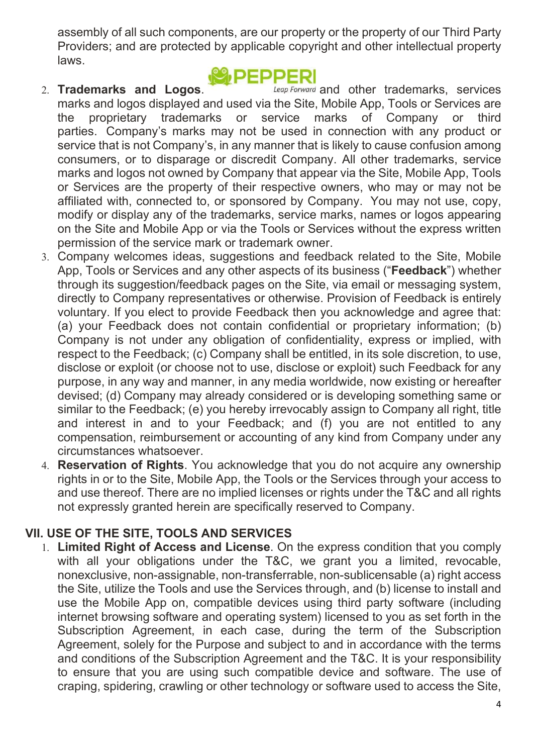assembly of all such components, are our property or the property of our Third Party Providers; and are protected by applicable copyright and other intellectual property laws.

2. **Trademarks and Logos**. PEPPERI Leap Forward and other trademarks, services marks and logos displayed and used via the Site, Mobile App, Tools or Services are the proprietary trademarks or service marks of Company or third parties. Company's marks may not be used in connection with any product or service that is not Company's, in any manner that is likely to cause confusion among consumers, or to disparage or discredit Company. All other trademarks, service marks and logos not owned by Company that appear via the Site, Mobile App, Tools or Services are the property of their respective owners, who may or may not be affiliated with, connected to, or sponsored by Company. You may not use, copy, modify or display any of the trademarks, service marks, names or logos appearing on the Site and Mobile App or via the Tools or Services without the express written permission of the service mark or trademark owner.
3. Company welcomes ideas, suggestions and feedback related to the Site, Mobile App, Tools or Services and any other aspects of its business ("**Feedback**") whether through its suggestion/feedback pages on the Site, via email or messaging system, directly to Company representatives or otherwise. Provision of Feedback is entirely voluntary. If you elect to provide Feedback then you acknowledge and agree that: (a) your Feedback does not contain confidential or proprietary information; (b) Company is not under any obligation of confidentiality, express or implied, with respect to the Feedback; (c) Company shall be entitled, in its sole discretion, to use, disclose or exploit (or choose not to use, disclose or exploit) such Feedback for any purpose, in any way and manner, in any media worldwide, now existing or hereafter devised; (d) Company may already considered or is developing something same or similar to the Feedback; (e) you hereby irrevocably assign to Company all right, title and interest in and to your Feedback; and (f) you are not entitled to any compensation, reimbursement or accounting of any kind from Company under any circumstances whatsoever.
4. **Reservation of Rights**. You acknowledge that you do not acquire any ownership rights in or to the Site, Mobile App, the Tools or the Services through your access to and use thereof. There are no implied licenses or rights under the T&C and all rights not expressly granted herein are specifically reserved to Company.

## VII. USE OF THE SITE, TOOLS AND SERVICES

1. **Limited Right of Access and License**. On the express condition that you comply with all your obligations under the T&C, we grant you a limited, revocable, nonexclusive, non-assignable, non-transferrable, non-sublicensable (a) right access the Site, utilize the Tools and use the Services through, and (b) license to install and use the Mobile App on, compatible devices using third party software (including internet browsing software and operating system) licensed to you as set forth in the Subscription Agreement, in each case, during the term of the Subscription Agreement, solely for the Purpose and subject to and in accordance with the terms and conditions of the Subscription Agreement and the T&C. It is your responsibility to ensure that you are using such compatible device and software. The use of craping, spidering, crawling or other technology or software used to access the Site,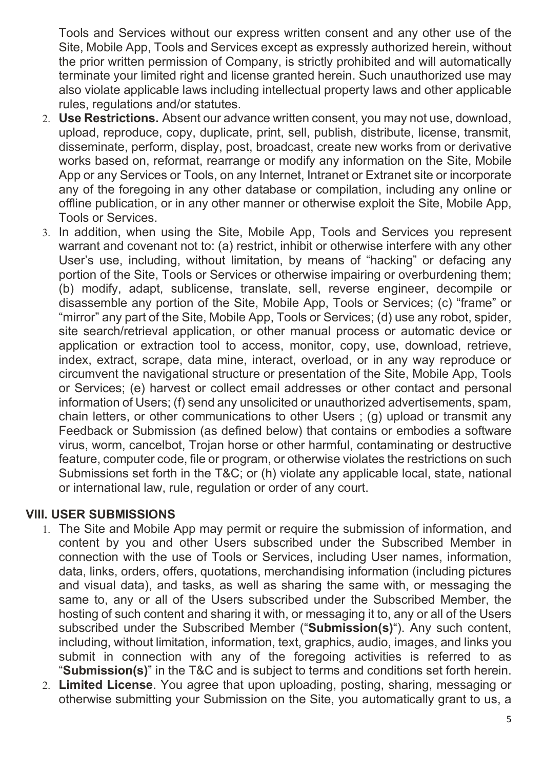Tools and Services without our express written consent and any other use of the Site, Mobile App, Tools and Services except as expressly authorized herein, without the prior written permission of Company, is strictly prohibited and will automatically terminate your limited right and license granted herein. Such unauthorized use may also violate applicable laws including intellectual property laws and other applicable rules, regulations and/or statutes.

2. **Use Restrictions.** Absent our advance written consent, you may not use, download, upload, reproduce, copy, duplicate, print, sell, publish, distribute, license, transmit, disseminate, perform, display, post, broadcast, create new works from or derivative works based on, reformat, rearrange or modify any information on the Site, Mobile App or any Services or Tools, on any Internet, Intranet or Extranet site or incorporate any of the foregoing in any other database or compilation, including any online or offline publication, or in any other manner or otherwise exploit the Site, Mobile App, Tools or Services.
3. In addition, when using the Site, Mobile App, Tools and Services you represent warrant and covenant not to: (a) restrict, inhibit or otherwise interfere with any other User's use, including, without limitation, by means of "hacking" or defacing any portion of the Site, Tools or Services or otherwise impairing or overburdening them; (b) modify, adapt, sublicense, translate, sell, reverse engineer, decompile or disassemble any portion of the Site, Mobile App, Tools or Services; (c) "frame" or "mirror" any part of the Site, Mobile App, Tools or Services; (d) use any robot, spider, site search/retrieval application, or other manual process or automatic device or application or extraction tool to access, monitor, copy, use, download, retrieve, index, extract, scrape, data mine, interact, overload, or in any way reproduce or circumvent the navigational structure or presentation of the Site, Mobile App, Tools or Services; (e) harvest or collect email addresses or other contact and personal information of Users; (f) send any unsolicited or unauthorized advertisements, spam, chain letters, or other communications to other Users ; (g) upload or transmit any Feedback or Submission (as defined below) that contains or embodies a software virus, worm, cancelbot, Trojan horse or other harmful, contaminating or destructive feature, computer code, file or program, or otherwise violates the restrictions on such Submissions set forth in the T&C; or (h) violate any applicable local, state, national or international law, rule, regulation or order of any court.

## VIII. USER SUBMISSIONS

1. The Site and Mobile App may permit or require the submission of information, and content by you and other Users subscribed under the Subscribed Member in connection with the use of Tools or Services, including User names, information, data, links, orders, offers, quotations, merchandising information (including pictures and visual data), and tasks, as well as sharing the same with, or messaging the same to, any or all of the Users subscribed under the Subscribed Member, the hosting of such content and sharing it with, or messaging it to, any or all of the Users subscribed under the Subscribed Member ("**Submission(s)**"). Any such content, including, without limitation, information, text, graphics, audio, images, and links you submit in connection with any of the foregoing activities is referred to as "**Submission(s)**" in the T&C and is subject to terms and conditions set forth herein.
2. **Limited License**. You agree that upon uploading, posting, sharing, messaging or otherwise submitting your Submission on the Site, you automatically grant to us, a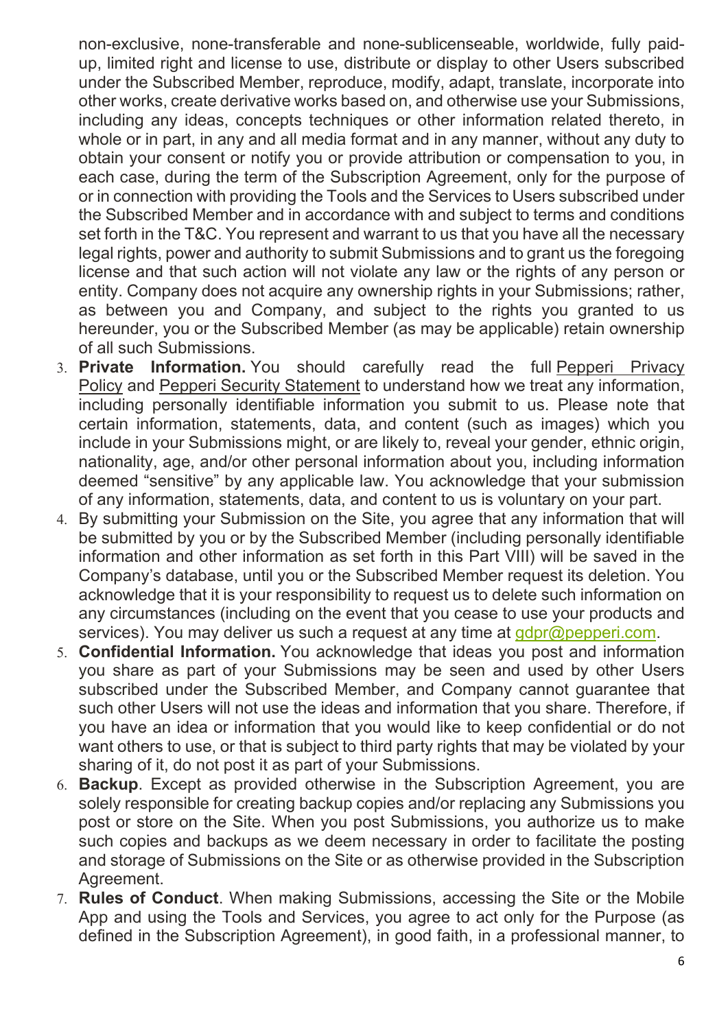non-exclusive, none-transferable and none-sublicenseable, worldwide, fully paid-up, limited right and license to use, distribute or display to other Users subscribed under the Subscribed Member, reproduce, modify, adapt, translate, incorporate into other works, create derivative works based on, and otherwise use your Submissions, including any ideas, concepts techniques or other information related thereto, in whole or in part, in any and all media format and in any manner, without any duty to obtain your consent or notify you or provide attribution or compensation to you, in each case, during the term of the Subscription Agreement, only for the purpose of or in connection with providing the Tools and the Services to Users subscribed under the Subscribed Member and in accordance with and subject to terms and conditions set forth in the T&C. You represent and warrant to us that you have all the necessary legal rights, power and authority to submit Submissions and to grant us the foregoing license and that such action will not violate any law or the rights of any person or entity. Company does not acquire any ownership rights in your Submissions; rather, as between you and Company, and subject to the rights you granted to us hereunder, you or the Subscribed Member (as may be applicable) retain ownership of all such Submissions.

3. **Private Information.** You should carefully read the full Pepperi Privacy Policy and Pepperi Security Statement to understand how we treat any information, including personally identifiable information you submit to us. Please note that certain information, statements, data, and content (such as images) which you include in your Submissions might, or are likely to, reveal your gender, ethnic origin, nationality, age, and/or other personal information about you, including information deemed "sensitive" by any applicable law. You acknowledge that your submission of any information, statements, data, and content to us is voluntary on your part.
4. By submitting your Submission on the Site, you agree that any information that will be submitted by you or by the Subscribed Member (including personally identifiable information and other information as set forth in this Part VIII) will be saved in the Company's database, until you or the Subscribed Member request its deletion. You acknowledge that it is your responsibility to request us to delete such information on any circumstances (including on the event that you cease to use your products and services). You may deliver us such a request at any time at gdpr@pepperi.com.
5. **Confidential Information.** You acknowledge that ideas you post and information you share as part of your Submissions may be seen and used by other Users subscribed under the Subscribed Member, and Company cannot guarantee that such other Users will not use the ideas and information that you share. Therefore, if you have an idea or information that you would like to keep confidential or do not want others to use, or that is subject to third party rights that may be violated by your sharing of it, do not post it as part of your Submissions.
6. **Backup**. Except as provided otherwise in the Subscription Agreement, you are solely responsible for creating backup copies and/or replacing any Submissions you post or store on the Site. When you post Submissions, you authorize us to make such copies and backups as we deem necessary in order to facilitate the posting and storage of Submissions on the Site or as otherwise provided in the Subscription Agreement.
7. **Rules of Conduct**. When making Submissions, accessing the Site or the Mobile App and using the Tools and Services, you agree to act only for the Purpose (as defined in the Subscription Agreement), in good faith, in a professional manner, to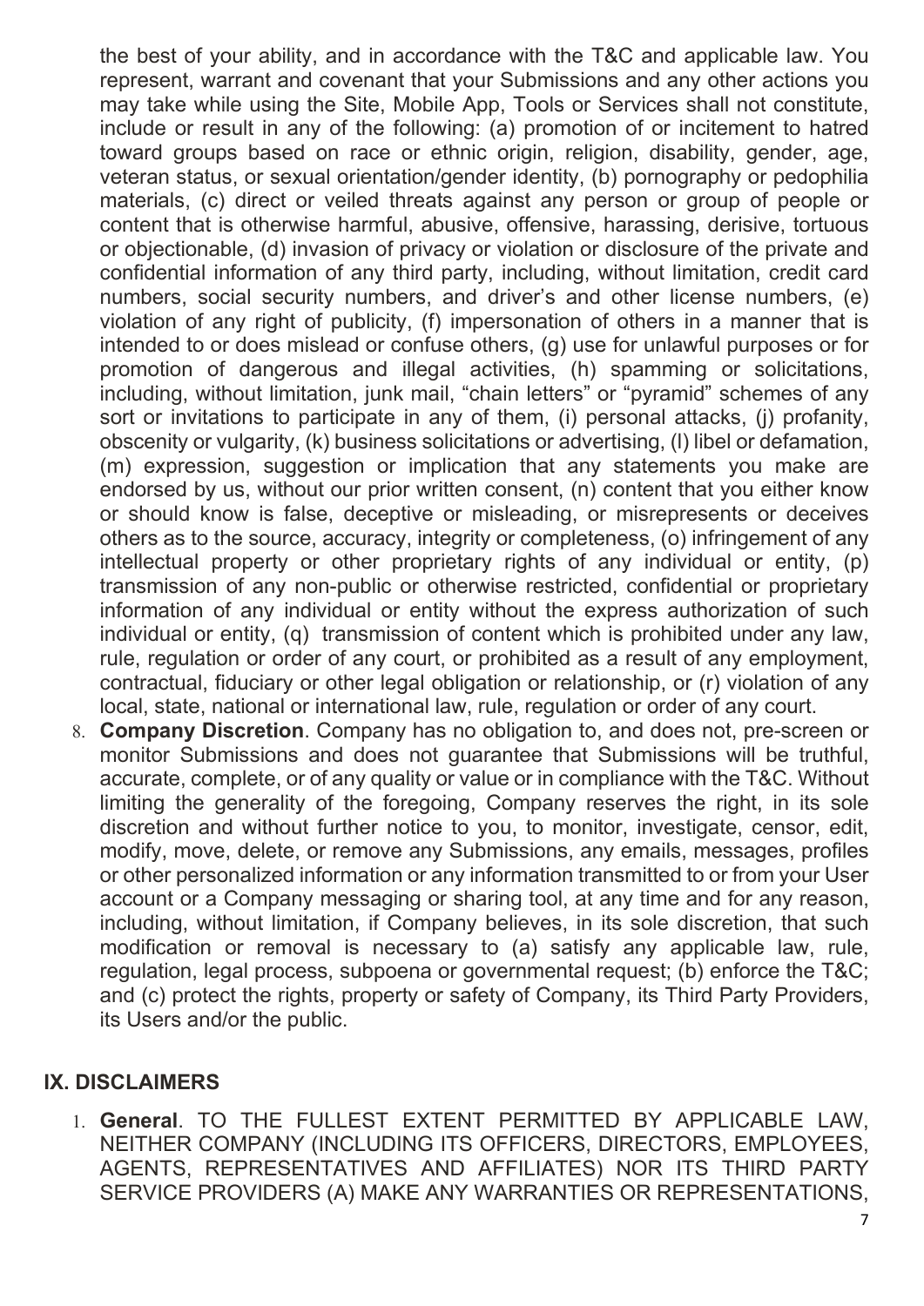the best of your ability, and in accordance with the T&C and applicable law. You represent, warrant and covenant that your Submissions and any other actions you may take while using the Site, Mobile App, Tools or Services shall not constitute, include or result in any of the following: (a) promotion of or incitement to hatred toward groups based on race or ethnic origin, religion, disability, gender, age, veteran status, or sexual orientation/gender identity, (b) pornography or pedophilia materials, (c) direct or veiled threats against any person or group of people or content that is otherwise harmful, abusive, offensive, harassing, derisive, tortuous or objectionable, (d) invasion of privacy or violation or disclosure of the private and confidential information of any third party, including, without limitation, credit card numbers, social security numbers, and driver's and other license numbers, (e) violation of any right of publicity, (f) impersonation of others in a manner that is intended to or does mislead or confuse others, (g) use for unlawful purposes or for promotion of dangerous and illegal activities, (h) spamming or solicitations, including, without limitation, junk mail, "chain letters" or "pyramid" schemes of any sort or invitations to participate in any of them, (i) personal attacks, (j) profanity, obscenity or vulgarity, (k) business solicitations or advertising, (l) libel or defamation, (m) expression, suggestion or implication that any statements you make are endorsed by us, without our prior written consent, (n) content that you either know or should know is false, deceptive or misleading, or misrepresents or deceives others as to the source, accuracy, integrity or completeness, (o) infringement of any intellectual property or other proprietary rights of any individual or entity, (p) transmission of any non-public or otherwise restricted, confidential or proprietary information of any individual or entity without the express authorization of such individual or entity, (q) transmission of content which is prohibited under any law, rule, regulation or order of any court, or prohibited as a result of any employment, contractual, fiduciary or other legal obligation or relationship, or (r) violation of any local, state, national or international law, rule, regulation or order of any court.

8. **Company Discretion**. Company has no obligation to, and does not, pre-screen or monitor Submissions and does not guarantee that Submissions will be truthful, accurate, complete, or of any quality or value or in compliance with the T&C. Without limiting the generality of the foregoing, Company reserves the right, in its sole discretion and without further notice to you, to monitor, investigate, censor, edit, modify, move, delete, or remove any Submissions, any emails, messages, profiles or other personalized information or any information transmitted to or from your User account or a Company messaging or sharing tool, at any time and for any reason, including, without limitation, if Company believes, in its sole discretion, that such modification or removal is necessary to (a) satisfy any applicable law, rule, regulation, legal process, subpoena or governmental request; (b) enforce the T&C; and (c) protect the rights, property or safety of Company, its Third Party Providers, its Users and/or the public.

## IX. DISCLAIMERS

1. **General**. TO THE FULLEST EXTENT PERMITTED BY APPLICABLE LAW, NEITHER COMPANY (INCLUDING ITS OFFICERS, DIRECTORS, EMPLOYEES, AGENTS, REPRESENTATIVES AND AFFILIATES) NOR ITS THIRD PARTY SERVICE PROVIDERS (A) MAKE ANY WARRANTIES OR REPRESENTATIONS,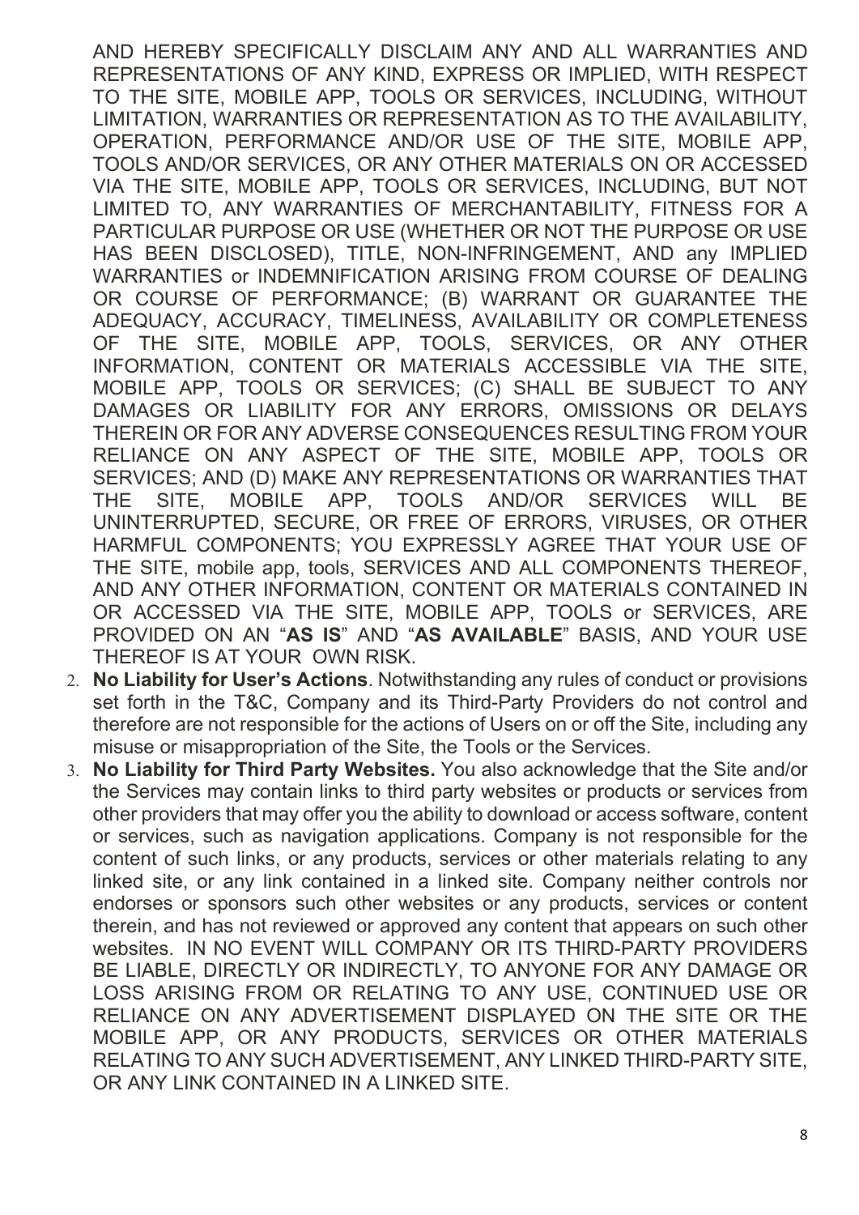AND HEREBY SPECIFICALLY DISCLAIM ANY AND ALL WARRANTIES AND REPRESENTATIONS OF ANY KIND, EXPRESS OR IMPLIED, WITH RESPECT TO THE SITE, MOBILE APP, TOOLS OR SERVICES, INCLUDING, WITHOUT LIMITATION, WARRANTIES OR REPRESENTATION AS TO THE AVAILABILITY, OPERATION, PERFORMANCE AND/OR USE OF THE SITE, MOBILE APP, TOOLS AND/OR SERVICES, OR ANY OTHER MATERIALS ON OR ACCESSED VIA THE SITE, MOBILE APP, TOOLS OR SERVICES, INCLUDING, BUT NOT LIMITED TO, ANY WARRANTIES OF MERCHANTABILITY, FITNESS FOR A PARTICULAR PURPOSE OR USE (WHETHER OR NOT THE PURPOSE OR USE HAS BEEN DISCLOSED), TITLE, NON-INFRINGEMENT, AND any IMPLIED WARRANTIES or INDEMNIFICATION ARISING FROM COURSE OF DEALING OR COURSE OF PERFORMANCE; (B) WARRANT OR GUARANTEE THE ADEQUACY, ACCURACY, TIMELINESS, AVAILABILITY OR COMPLETENESS OF THE SITE, MOBILE APP, TOOLS, SERVICES, OR ANY OTHER INFORMATION, CONTENT OR MATERIALS ACCESSIBLE VIA THE SITE, MOBILE APP, TOOLS OR SERVICES; (C) SHALL BE SUBJECT TO ANY DAMAGES OR LIABILITY FOR ANY ERRORS, OMISSIONS OR DELAYS THEREIN OR FOR ANY ADVERSE CONSEQUENCES RESULTING FROM YOUR RELIANCE ON ANY ASPECT OF THE SITE, MOBILE APP, TOOLS OR SERVICES; AND (D) MAKE ANY REPRESENTATIONS OR WARRANTIES THAT THE SITE, MOBILE APP, TOOLS AND/OR SERVICES WILL BE UNINTERRUPTED, SECURE, OR FREE OF ERRORS, VIRUSES, OR OTHER HARMFUL COMPONENTS; YOU EXPRESSLY AGREE THAT YOUR USE OF THE SITE, mobile app, tools, SERVICES AND ALL COMPONENTS THEREOF, AND ANY OTHER INFORMATION, CONTENT OR MATERIALS CONTAINED IN OR ACCESSED VIA THE SITE, MOBILE APP, TOOLS or SERVICES, ARE PROVIDED ON AN "**AS IS**" AND "**AS AVAILABLE**" BASIS, AND YOUR USE THEREOF IS AT YOUR OWN RISK.

2. **No Liability for User's Actions**. Notwithstanding any rules of conduct or provisions set forth in the T&C, Company and its Third-Party Providers do not control and therefore are not responsible for the actions of Users on or off the Site, including any misuse or misappropriation of the Site, the Tools or the Services.
3. **No Liability for Third Party Websites.** You also acknowledge that the Site and/or the Services may contain links to third party websites or products or services from other providers that may offer you the ability to download or access software, content or services, such as navigation applications. Company is not responsible for the content of such links, or any products, services or other materials relating to any linked site, or any link contained in a linked site. Company neither controls nor endorses or sponsors such other websites or any products, services or content therein, and has not reviewed or approved any content that appears on such other websites. IN NO EVENT WILL COMPANY OR ITS THIRD-PARTY PROVIDERS BE LIABLE, DIRECTLY OR INDIRECTLY, TO ANYONE FOR ANY DAMAGE OR LOSS ARISING FROM OR RELATING TO ANY USE, CONTINUED USE OR RELIANCE ON ANY ADVERTISEMENT DISPLAYED ON THE SITE OR THE MOBILE APP, OR ANY PRODUCTS, SERVICES OR OTHER MATERIALS RELATING TO ANY SUCH ADVERTISEMENT, ANY LINKED THIRD-PARTY SITE, OR ANY LINK CONTAINED IN A LINKED SITE.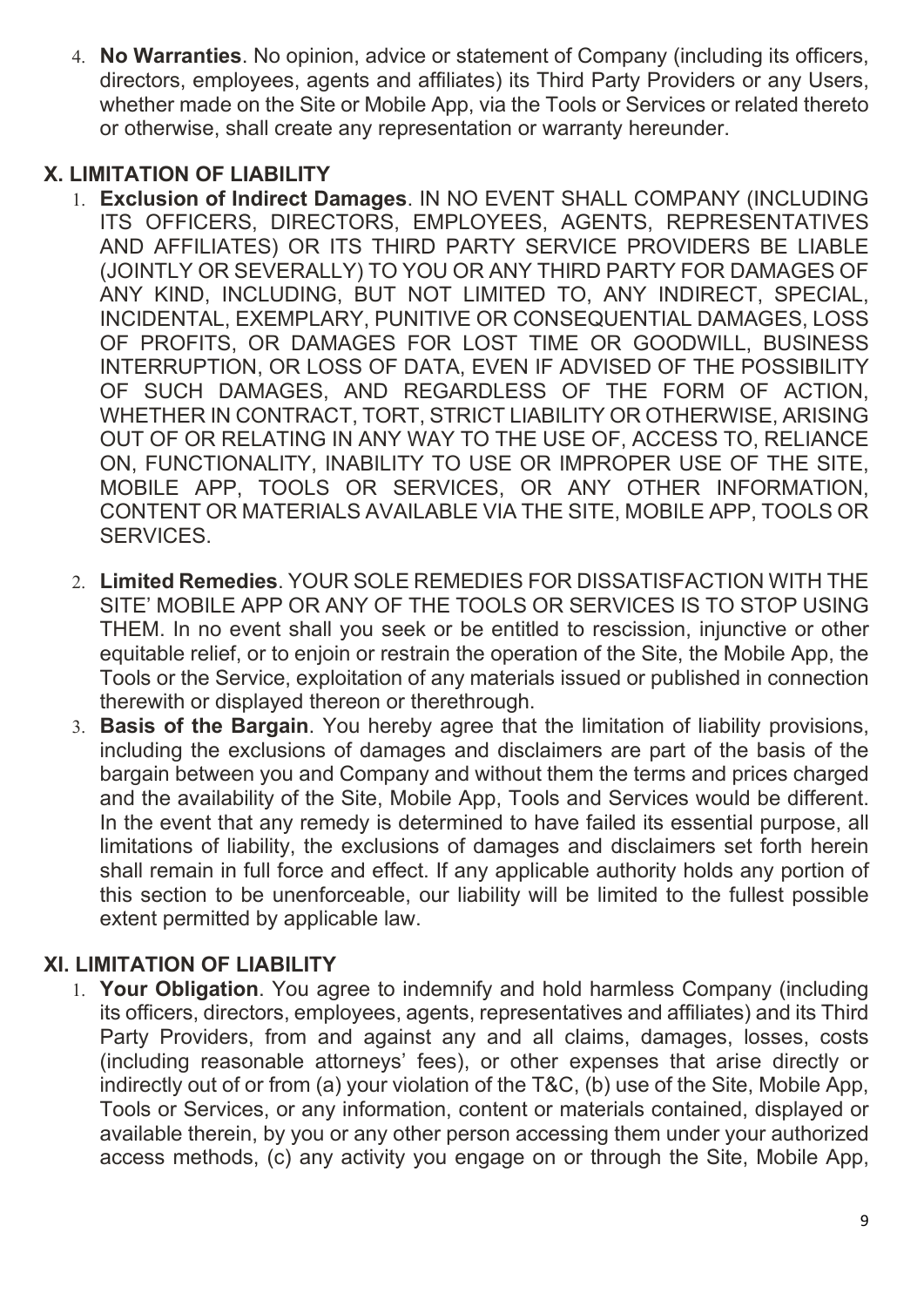4. **No Warranties**. No opinion, advice or statement of Company (including its officers, directors, employees, agents and affiliates) its Third Party Providers or any Users, whether made on the Site or Mobile App, via the Tools or Services or related thereto or otherwise, shall create any representation or warranty hereunder.

## X. LIMITATION OF LIABILITY

1. **Exclusion of Indirect Damages**. IN NO EVENT SHALL COMPANY (INCLUDING ITS OFFICERS, DIRECTORS, EMPLOYEES, AGENTS, REPRESENTATIVES AND AFFILIATES) OR ITS THIRD PARTY SERVICE PROVIDERS BE LIABLE (JOINTLY OR SEVERALLY) TO YOU OR ANY THIRD PARTY FOR DAMAGES OF ANY KIND, INCLUDING, BUT NOT LIMITED TO, ANY INDIRECT, SPECIAL, INCIDENTAL, EXEMPLARY, PUNITIVE OR CONSEQUENTIAL DAMAGES, LOSS OF PROFITS, OR DAMAGES FOR LOST TIME OR GOODWILL, BUSINESS INTERRUPTION, OR LOSS OF DATA, EVEN IF ADVISED OF THE POSSIBILITY OF SUCH DAMAGES, AND REGARDLESS OF THE FORM OF ACTION, WHETHER IN CONTRACT, TORT, STRICT LIABILITY OR OTHERWISE, ARISING OUT OF OR RELATING IN ANY WAY TO THE USE OF, ACCESS TO, RELIANCE ON, FUNCTIONALITY, INABILITY TO USE OR IMPROPER USE OF THE SITE, MOBILE APP, TOOLS OR SERVICES, OR ANY OTHER INFORMATION, CONTENT OR MATERIALS AVAILABLE VIA THE SITE, MOBILE APP, TOOLS OR SERVICES.
2. **Limited Remedies**. YOUR SOLE REMEDIES FOR DISSATISFACTION WITH THE SITE' MOBILE APP OR ANY OF THE TOOLS OR SERVICES IS TO STOP USING THEM. In no event shall you seek or be entitled to rescission, injunctive or other equitable relief, or to enjoin or restrain the operation of the Site, the Mobile App, the Tools or the Service, exploitation of any materials issued or published in connection therewith or displayed thereon or therethrough.
3. **Basis of the Bargain**. You hereby agree that the limitation of liability provisions, including the exclusions of damages and disclaimers are part of the basis of the bargain between you and Company and without them the terms and prices charged and the availability of the Site, Mobile App, Tools and Services would be different. In the event that any remedy is determined to have failed its essential purpose, all limitations of liability, the exclusions of damages and disclaimers set forth herein shall remain in full force and effect. If any applicable authority holds any portion of this section to be unenforceable, our liability will be limited to the fullest possible extent permitted by applicable law.

## XI. LIMITATION OF LIABILITY

1. **Your Obligation**. You agree to indemnify and hold harmless Company (including its officers, directors, employees, agents, representatives and affiliates) and its Third Party Providers, from and against any and all claims, damages, losses, costs (including reasonable attorneys' fees), or other expenses that arise directly or indirectly out of or from (a) your violation of the T&C, (b) use of the Site, Mobile App, Tools or Services, or any information, content or materials contained, displayed or available therein, by you or any other person accessing them under your authorized access methods, (c) any activity you engage on or through the Site, Mobile App,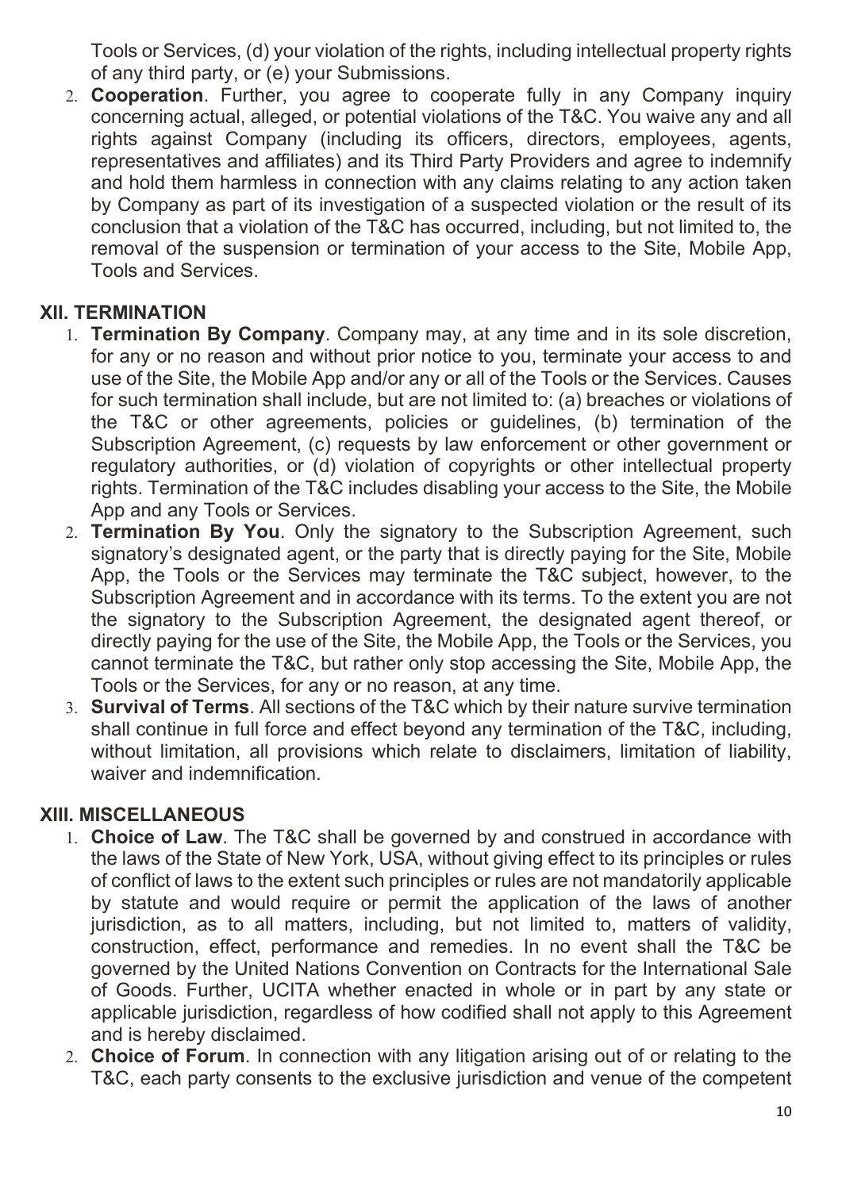Tools or Services, (d) your violation of the rights, including intellectual property rights of any third party, or (e) your Submissions.

2. **Cooperation**. Further, you agree to cooperate fully in any Company inquiry concerning actual, alleged, or potential violations of the T&C. You waive any and all rights against Company (including its officers, directors, employees, agents, representatives and affiliates) and its Third Party Providers and agree to indemnify and hold them harmless in connection with any claims relating to any action taken by Company as part of its investigation of a suspected violation or the result of its conclusion that a violation of the T&C has occurred, including, but not limited to, the removal of the suspension or termination of your access to the Site, Mobile App, Tools and Services.

## XII. TERMINATION

1. **Termination By Company**. Company may, at any time and in its sole discretion, for any or no reason and without prior notice to you, terminate your access to and use of the Site, the Mobile App and/or any or all of the Tools or the Services. Causes for such termination shall include, but are not limited to: (a) breaches or violations of the T&C or other agreements, policies or guidelines, (b) termination of the Subscription Agreement, (c) requests by law enforcement or other government or regulatory authorities, or (d) violation of copyrights or other intellectual property rights. Termination of the T&C includes disabling your access to the Site, the Mobile App and any Tools or Services.
2. **Termination By You**. Only the signatory to the Subscription Agreement, such signatory's designated agent, or the party that is directly paying for the Site, Mobile App, the Tools or the Services may terminate the T&C subject, however, to the Subscription Agreement and in accordance with its terms. To the extent you are not the signatory to the Subscription Agreement, the designated agent thereof, or directly paying for the use of the Site, the Mobile App, the Tools or the Services, you cannot terminate the T&C, but rather only stop accessing the Site, Mobile App, the Tools or the Services, for any or no reason, at any time.
3. **Survival of Terms**. All sections of the T&C which by their nature survive termination shall continue in full force and effect beyond any termination of the T&C, including, without limitation, all provisions which relate to disclaimers, limitation of liability, waiver and indemnification.

## XIII. MISCELLANEOUS

1. **Choice of Law**. The T&C shall be governed by and construed in accordance with the laws of the State of New York, USA, without giving effect to its principles or rules of conflict of laws to the extent such principles or rules are not mandatorily applicable by statute and would require or permit the application of the laws of another jurisdiction, as to all matters, including, but not limited to, matters of validity, construction, effect, performance and remedies. In no event shall the T&C be governed by the United Nations Convention on Contracts for the International Sale of Goods. Further, UCITA whether enacted in whole or in part by any state or applicable jurisdiction, regardless of how codified shall not apply to this Agreement and is hereby disclaimed.
2. **Choice of Forum**. In connection with any litigation arising out of or relating to the T&C, each party consents to the exclusive jurisdiction and venue of the competent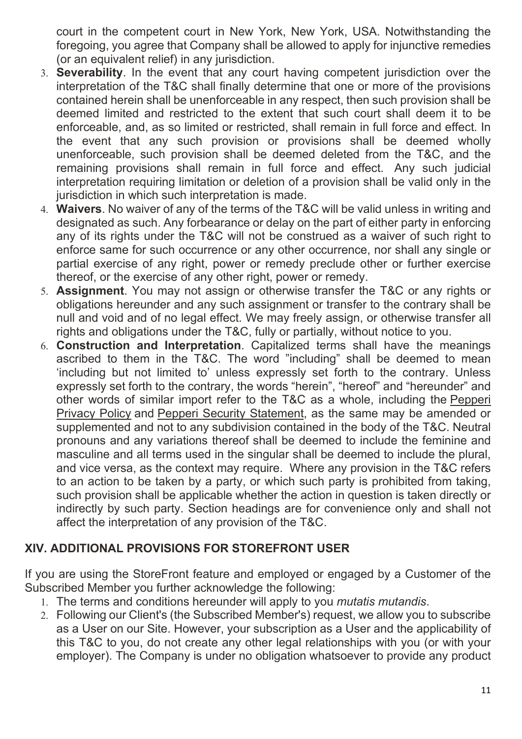court in the competent court in New York, New York, USA. Notwithstanding the foregoing, you agree that Company shall be allowed to apply for injunctive remedies (or an equivalent relief) in any jurisdiction.

3. **Severability**. In the event that any court having competent jurisdiction over the interpretation of the T&C shall finally determine that one or more of the provisions contained herein shall be unenforceable in any respect, then such provision shall be deemed limited and restricted to the extent that such court shall deem it to be enforceable, and, as so limited or restricted, shall remain in full force and effect. In the event that any such provision or provisions shall be deemed wholly unenforceable, such provision shall be deemed deleted from the T&C, and the remaining provisions shall remain in full force and effect. Any such judicial interpretation requiring limitation or deletion of a provision shall be valid only in the jurisdiction in which such interpretation is made.
4. **Waivers**. No waiver of any of the terms of the T&C will be valid unless in writing and designated as such. Any forbearance or delay on the part of either party in enforcing any of its rights under the T&C will not be construed as a waiver of such right to enforce same for such occurrence or any other occurrence, nor shall any single or partial exercise of any right, power or remedy preclude other or further exercise thereof, or the exercise of any other right, power or remedy.
5. **Assignment**. You may not assign or otherwise transfer the T&C or any rights or obligations hereunder and any such assignment or transfer to the contrary shall be null and void and of no legal effect. We may freely assign, or otherwise transfer all rights and obligations under the T&C, fully or partially, without notice to you.
6. **Construction and Interpretation**. Capitalized terms shall have the meanings ascribed to them in the T&C. The word "including" shall be deemed to mean 'including but not limited to' unless expressly set forth to the contrary. Unless expressly set forth to the contrary, the words "herein", "hereof" and "hereunder" and other words of similar import refer to the T&C as a whole, including the Pepperi Privacy Policy and Pepperi Security Statement, as the same may be amended or supplemented and not to any subdivision contained in the body of the T&C. Neutral pronouns and any variations thereof shall be deemed to include the feminine and masculine and all terms used in the singular shall be deemed to include the plural, and vice versa, as the context may require. Where any provision in the T&C refers to an action to be taken by a party, or which such party is prohibited from taking, such provision shall be applicable whether the action in question is taken directly or indirectly by such party. Section headings are for convenience only and shall not affect the interpretation of any provision of the T&C.

## XIV. ADDITIONAL PROVISIONS FOR STOREFRONT USER

If you are using the StoreFront feature and employed or engaged by a Customer of the Subscribed Member you further acknowledge the following:

1. The terms and conditions hereunder will apply to you *mutatis mutandis*.
2. Following our Client's (the Subscribed Member's) request, we allow you to subscribe as a User on our Site. However, your subscription as a User and the applicability of this T&C to you, do not create any other legal relationships with you (or with your employer). The Company is under no obligation whatsoever to provide any product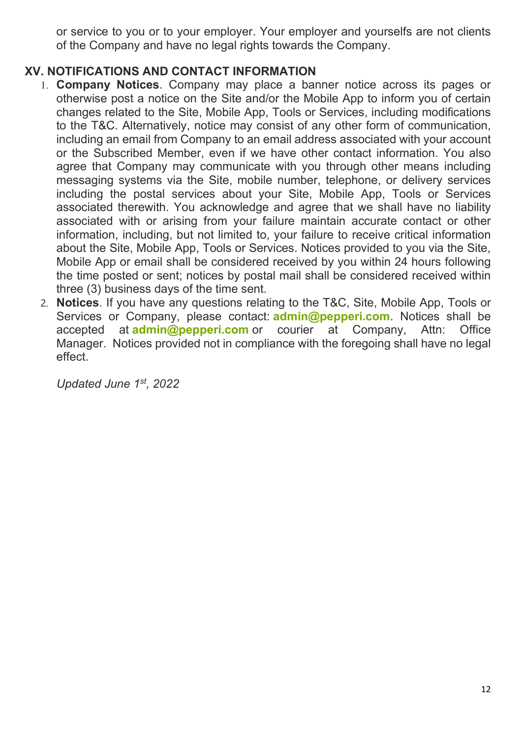or service to you or to your employer. Your employer and yourselfs are not clients of the Company and have no legal rights towards the Company.

## XV. NOTIFICATIONS AND CONTACT INFORMATION

1. **Company Notices**. Company may place a banner notice across its pages or otherwise post a notice on the Site and/or the Mobile App to inform you of certain changes related to the Site, Mobile App, Tools or Services, including modifications to the T&C. Alternatively, notice may consist of any other form of communication, including an email from Company to an email address associated with your account or the Subscribed Member, even if we have other contact information. You also agree that Company may communicate with you through other means including messaging systems via the Site, mobile number, telephone, or delivery services including the postal services about your Site, Mobile App, Tools or Services associated therewith. You acknowledge and agree that we shall have no liability associated with or arising from your failure maintain accurate contact or other information, including, but not limited to, your failure to receive critical information about the Site, Mobile App, Tools or Services. Notices provided to you via the Site, Mobile App or email shall be considered received by you within 24 hours following the time posted or sent; notices by postal mail shall be considered received within three (3) business days of the time sent.
2. **Notices**. If you have any questions relating to the T&C, Site, Mobile App, Tools or Services or Company, please contact: **admin@pepperi.com**. Notices shall be accepted at **admin@pepperi.com** or courier at Company, Attn: Office Manager. Notices provided not in compliance with the foregoing shall have no legal effect.

*Updated June 1st, 2022*